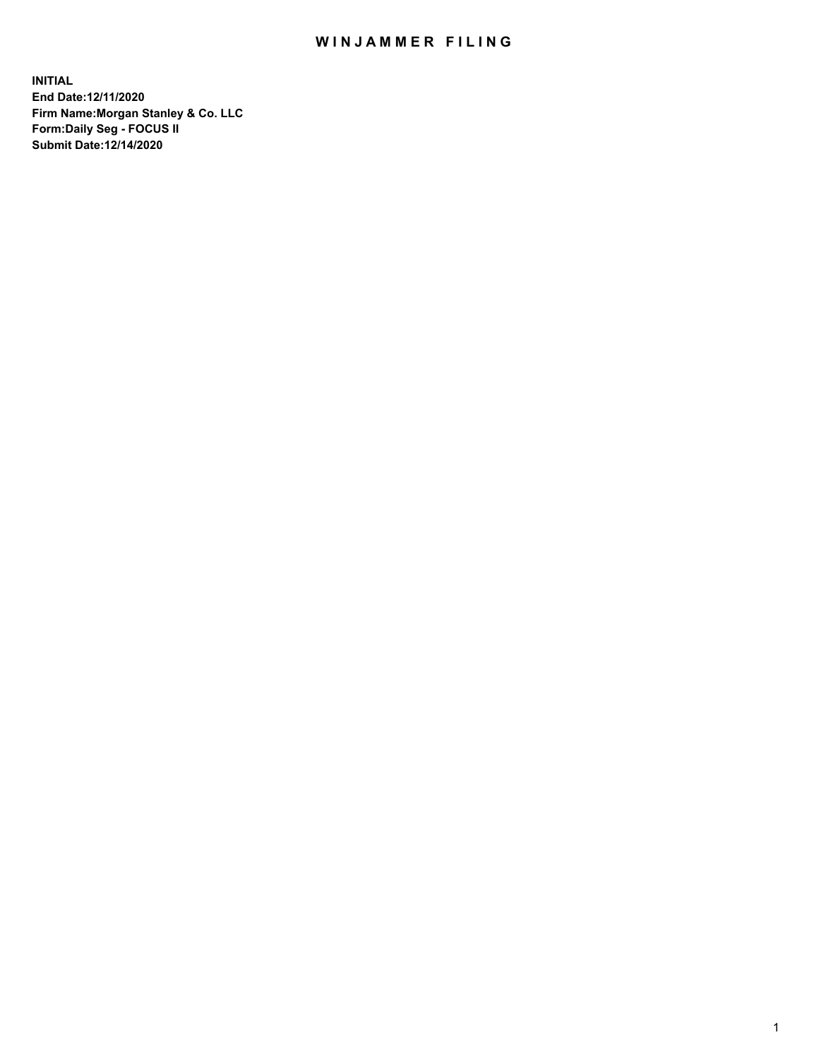# WINJAMMER FILING

**INITIAL**
**End Date:12/11/2020**
**Firm Name:Morgan Stanley & Co. LLC**
**Form:Daily Seg - FOCUS II**
**Submit Date:12/14/2020**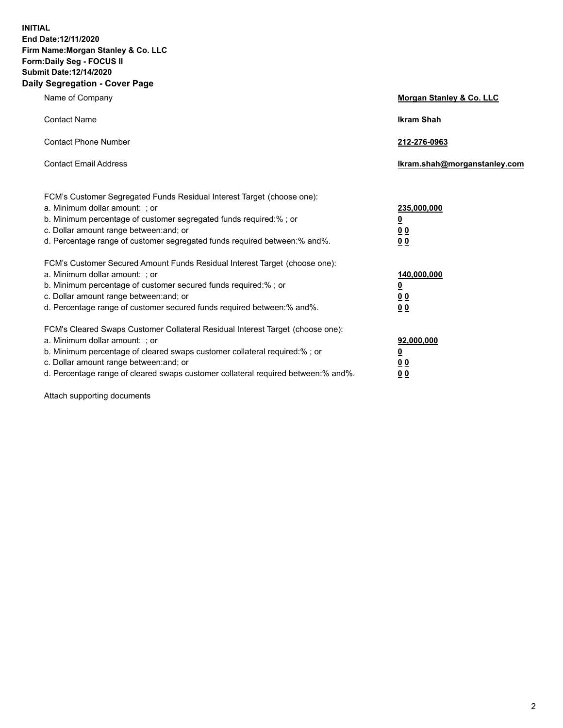**INITIAL**
**End Date:12/11/2020**
**Firm Name:Morgan Stanley & Co. LLC**
**Form:Daily Seg - FOCUS II**
**Submit Date:12/14/2020**

## Daily Segregation - Cover Page

| | |
|---|---|
| Name of Company | **Morgan Stanley & Co. LLC** |
| Contact Name | **Ikram Shah** |
| Contact Phone Number | **212-276-0963** |
| Contact Email Address | **Ikram.shah@morganstanley.com** |

FCM's Customer Segregated Funds Residual Interest Target (choose one):

| | |
|---|---|
| a. Minimum dollar amount: ; or | **235,000,000** |
| b. Minimum percentage of customer segregated funds required:% ; or | **0** |
| c. Dollar amount range between:and; or | **0 0** |
| d. Percentage range of customer segregated funds required between:% and%. | **0 0** |

FCM's Customer Secured Amount Funds Residual Interest Target (choose one):

| | |
|---|---|
| a. Minimum dollar amount: ; or | **140,000,000** |
| b. Minimum percentage of customer secured funds required:% ; or | **0** |
| c. Dollar amount range between:and; or | **0 0** |
| d. Percentage range of customer secured funds required between:% and%. | **0 0** |

FCM's Cleared Swaps Customer Collateral Residual Interest Target (choose one):

| | |
|---|---|
| a. Minimum dollar amount: ; or | **92,000,000** |
| b. Minimum percentage of cleared swaps customer collateral required:% ; or | **0** |
| c. Dollar amount range between:and; or | **0 0** |
| d. Percentage range of cleared swaps customer collateral required between:% and%. | **0 0** |

Attach supporting documents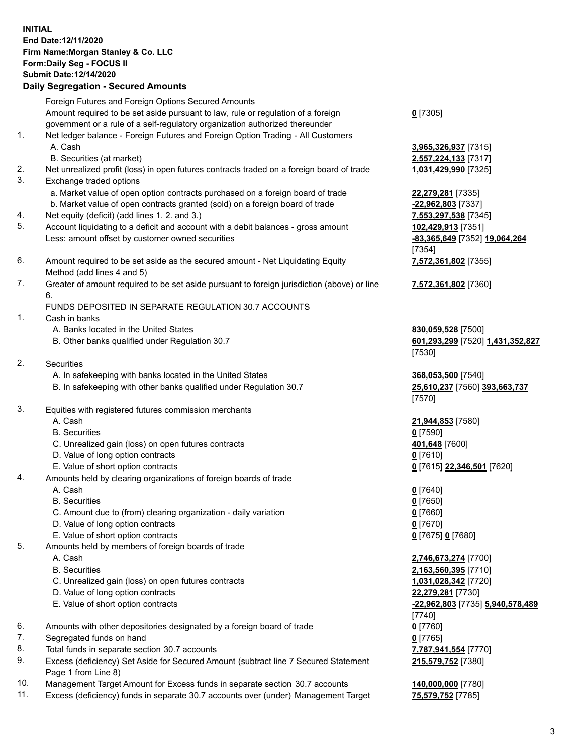**INITIAL**
**End Date:12/11/2020**
**Firm Name:Morgan Stanley & Co. LLC**
**Form:Daily Seg - FOCUS II**
**Submit Date:12/14/2020**

## Daily Segregation - Secured Amounts

| | | |
|---|---|---|
| | Foreign Futures and Foreign Options Secured Amounts | |
| | Amount required to be set aside pursuant to law, rule or regulation of a foreign government or a rule of a self-regulatory organization authorized thereunder | **0** [7305] |
| 1. | Net ledger balance - Foreign Futures and Foreign Option Trading - All Customers | |
| | A. Cash | **3,965,326,937** [7315] |
| | B. Securities (at market) | **2,557,224,133** [7317] |
| 2. | Net unrealized profit (loss) in open futures contracts traded on a foreign board of trade | **1,031,429,990** [7325] |
| 3. | Exchange traded options | |
| | a. Market value of open option contracts purchased on a foreign board of trade | **22,279,281** [7335] |
| | b. Market value of open contracts granted (sold) on a foreign board of trade | **-22,962,803** [7337] |
| 4. | Net equity (deficit) (add lines 1. 2. and 3.) | **7,553,297,538** [7345] |
| 5. | Account liquidating to a deficit and account with a debit balances - gross amount | **102,429,913** [7351] |
| | Less: amount offset by customer owned securities | **-83,365,649** [7352] **19,064,264** [7354] |
| 6. | Amount required to be set aside as the secured amount - Net Liquidating Equity Method (add lines 4 and 5) | **7,572,361,802** [7355] |
| 7. | Greater of amount required to be set aside pursuant to foreign jurisdiction (above) or line 6. | **7,572,361,802** [7360] |
| | FUNDS DEPOSITED IN SEPARATE REGULATION 30.7 ACCOUNTS | |
| 1. | Cash in banks | |
| | A. Banks located in the United States | **830,059,528** [7500] |
| | B. Other banks qualified under Regulation 30.7 | **601,293,299** [7520] **1,431,352,827** [7530] |
| 2. | Securities | |
| | A. In safekeeping with banks located in the United States | **368,053,500** [7540] |
| | B. In safekeeping with other banks qualified under Regulation 30.7 | **25,610,237** [7560] **393,663,737** [7570] |
| 3. | Equities with registered futures commission merchants | |
| | A. Cash | **21,944,853** [7580] |
| | B. Securities | **0** [7590] |
| | C. Unrealized gain (loss) on open futures contracts | **401,648** [7600] |
| | D. Value of long option contracts | **0** [7610] |
| | E. Value of short option contracts | **0** [7615] **22,346,501** [7620] |
| 4. | Amounts held by clearing organizations of foreign boards of trade | |
| | A. Cash | **0** [7640] |
| | B. Securities | **0** [7650] |
| | C. Amount due to (from) clearing organization - daily variation | **0** [7660] |
| | D. Value of long option contracts | **0** [7670] |
| | E. Value of short option contracts | **0** [7675] **0** [7680] |
| 5. | Amounts held by members of foreign boards of trade | |
| | A. Cash | **2,746,673,274** [7700] |
| | B. Securities | **2,163,560,395** [7710] |
| | C. Unrealized gain (loss) on open futures contracts | **1,031,028,342** [7720] |
| | D. Value of long option contracts | **22,279,281** [7730] |
| | E. Value of short option contracts | **-22,962,803** [7735] **5,940,578,489** [7740] |
| 6. | Amounts with other depositories designated by a foreign board of trade | **0** [7760] |
| 7. | Segregated funds on hand | **0** [7765] |
| 8. | Total funds in separate section 30.7 accounts | **7,787,941,554** [7770] |
| 9. | Excess (deficiency) Set Aside for Secured Amount (subtract line 7 Secured Statement Page 1 from Line 8) | **215,579,752** [7380] |
| 10. | Management Target Amount for Excess funds in separate section 30.7 accounts | **140,000,000** [7780] |
| 11. | Excess (deficiency) funds in separate 30.7 accounts over (under) Management Target | **75,579,752** [7785] |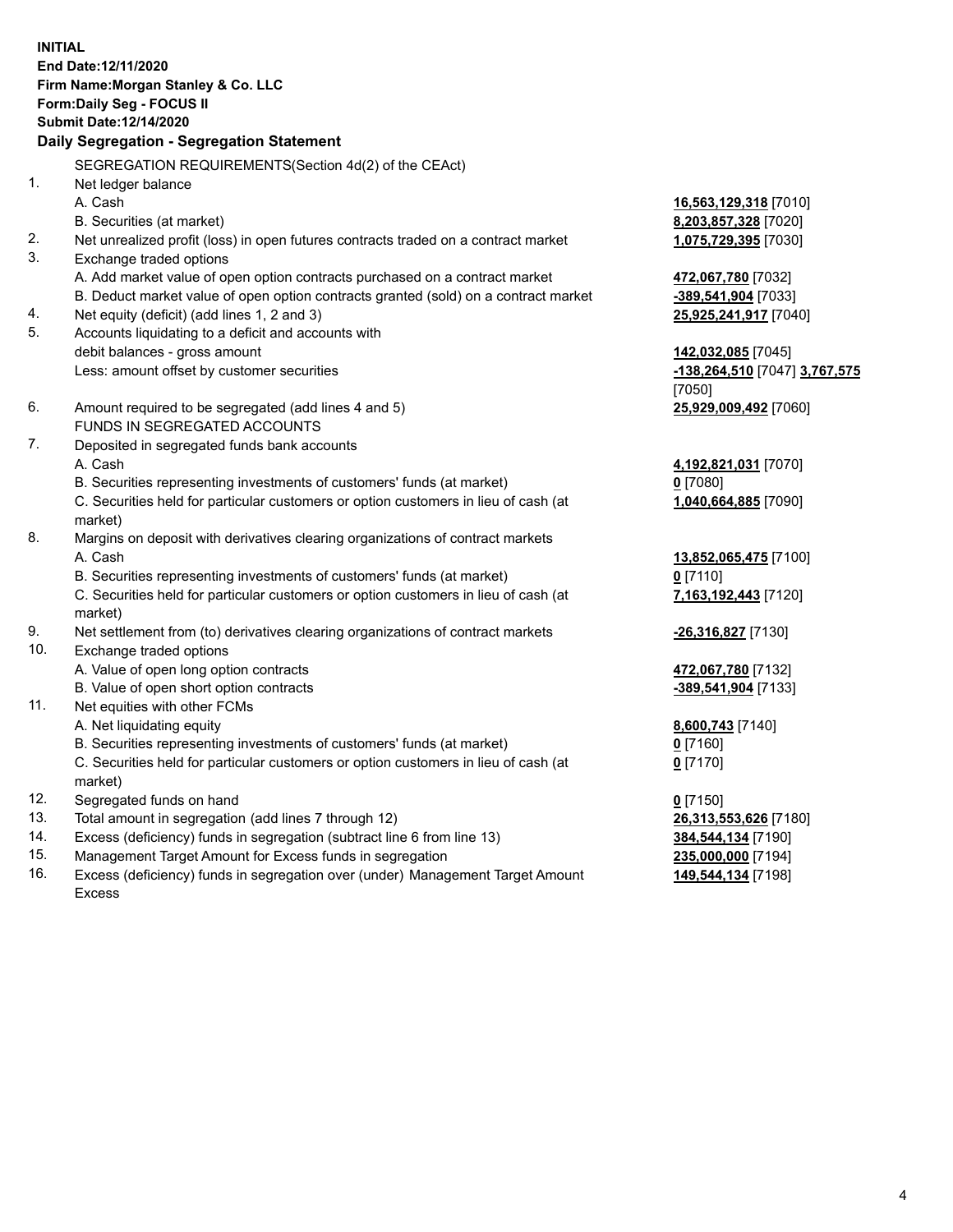**INITIAL**
**End Date:12/11/2020**
**Firm Name:Morgan Stanley & Co. LLC**
**Form:Daily Seg - FOCUS II**
**Submit Date:12/14/2020**

## Daily Segregation - Segregation Statement

SEGREGATION REQUIREMENTS(Section 4d(2) of the CEAct)

| | | |
|---|---|---|
| 1. | Net ledger balance | |
| | A. Cash | **16,563,129,318** [7010] |
| | B. Securities (at market) | **8,203,857,328** [7020] |
| 2. | Net unrealized profit (loss) in open futures contracts traded on a contract market | **1,075,729,395** [7030] |
| 3. | Exchange traded options | |
| | A. Add market value of open option contracts purchased on a contract market | **472,067,780** [7032] |
| | B. Deduct market value of open option contracts granted (sold) on a contract market | **-389,541,904** [7033] |
| 4. | Net equity (deficit) (add lines 1, 2 and 3) | **25,925,241,917** [7040] |
| 5. | Accounts liquidating to a deficit and accounts with debit balances - gross amount | **142,032,085** [7045] |
| | Less: amount offset by customer securities | **-138,264,510** [7047] **3,767,575** [7050] |
| 6. | Amount required to be segregated (add lines 4 and 5) | **25,929,009,492** [7060] |
| | FUNDS IN SEGREGATED ACCOUNTS | |
| 7. | Deposited in segregated funds bank accounts | |
| | A. Cash | **4,192,821,031** [7070] |
| | B. Securities representing investments of customers' funds (at market) | **0** [7080] |
| | C. Securities held for particular customers or option customers in lieu of cash (at market) | **1,040,664,885** [7090] |
| 8. | Margins on deposit with derivatives clearing organizations of contract markets | |
| | A. Cash | **13,852,065,475** [7100] |
| | B. Securities representing investments of customers' funds (at market) | **0** [7110] |
| | C. Securities held for particular customers or option customers in lieu of cash (at market) | **7,163,192,443** [7120] |
| 9. | Net settlement from (to) derivatives clearing organizations of contract markets | **-26,316,827** [7130] |
| 10. | Exchange traded options | |
| | A. Value of open long option contracts | **472,067,780** [7132] |
| | B. Value of open short option contracts | **-389,541,904** [7133] |
| 11. | Net equities with other FCMs | |
| | A. Net liquidating equity | **8,600,743** [7140] |
| | B. Securities representing investments of customers' funds (at market) | **0** [7160] |
| | C. Securities held for particular customers or option customers in lieu of cash (at market) | **0** [7170] |
| 12. | Segregated funds on hand | **0** [7150] |
| 13. | Total amount in segregation (add lines 7 through 12) | **26,313,553,626** [7180] |
| 14. | Excess (deficiency) funds in segregation (subtract line 6 from line 13) | **384,544,134** [7190] |
| 15. | Management Target Amount for Excess funds in segregation | **235,000,000** [7194] |
| 16. | Excess (deficiency) funds in segregation over (under) Management Target Amount Excess | **149,544,134** [7198] |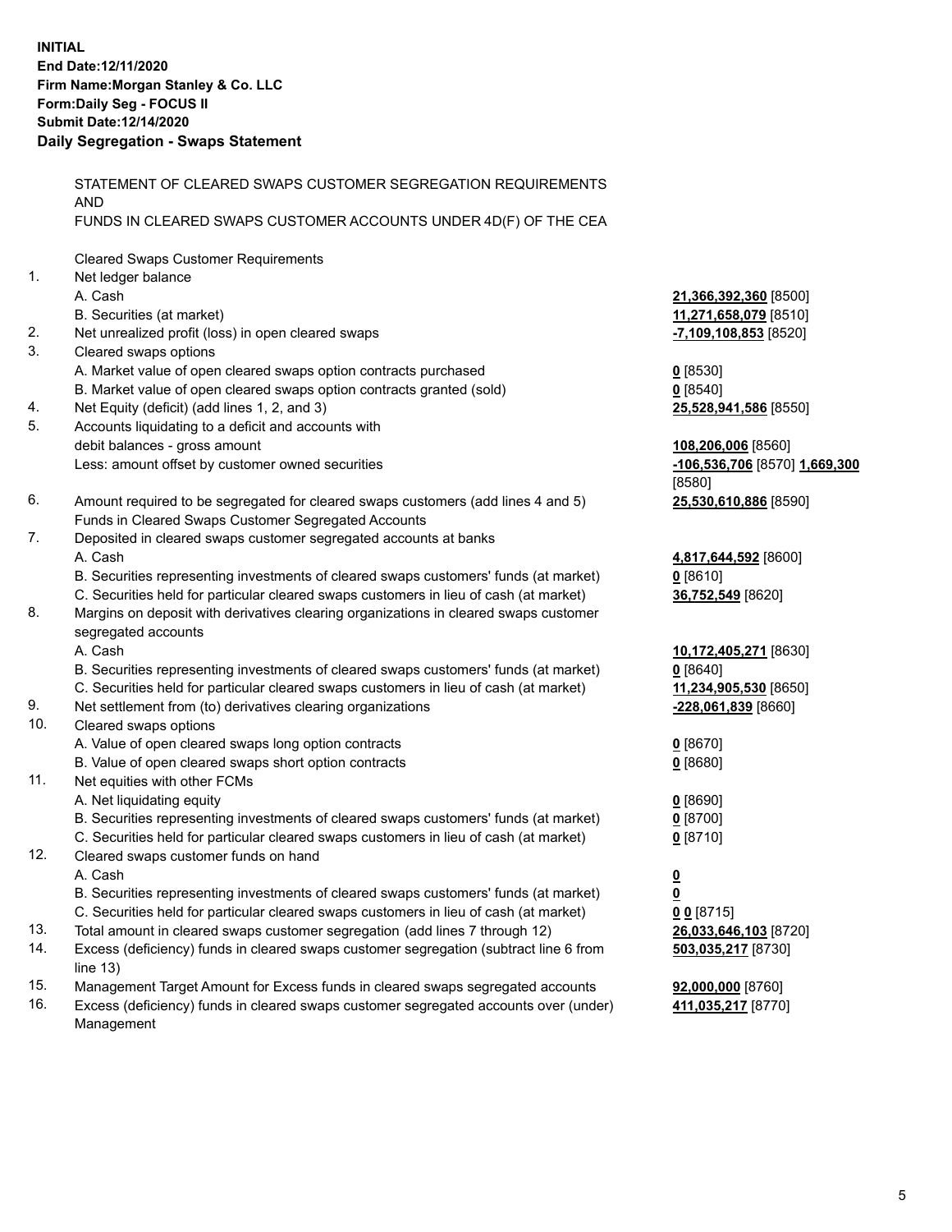**INITIAL**
**End Date:12/11/2020**
**Firm Name:Morgan Stanley & Co. LLC**
**Form:Daily Seg - FOCUS II**
**Submit Date:12/14/2020**
**Daily Segregation - Swaps Statement**

STATEMENT OF CLEARED SWAPS CUSTOMER SEGREGATION REQUIREMENTS AND
FUNDS IN CLEARED SWAPS CUSTOMER ACCOUNTS UNDER 4D(F) OF THE CEA

| | | |
|---|---|---|
| | Cleared Swaps Customer Requirements | |
| 1. | Net ledger balance | |
| | A. Cash | **21,366,392,360** [8500] |
| | B. Securities (at market) | **11,271,658,079** [8510] |
| 2. | Net unrealized profit (loss) in open cleared swaps | **-7,109,108,853** [8520] |
| 3. | Cleared swaps options | |
| | A. Market value of open cleared swaps option contracts purchased | **0** [8530] |
| | B. Market value of open cleared swaps option contracts granted (sold) | **0** [8540] |
| 4. | Net Equity (deficit) (add lines 1, 2, and 3) | **25,528,941,586** [8550] |
| 5. | Accounts liquidating to a deficit and accounts with debit balances - gross amount | **108,206,006** [8560] |
| | Less: amount offset by customer owned securities | **-106,536,706** [8570] **1,669,300** [8580] |
| 6. | Amount required to be segregated for cleared swaps customers (add lines 4 and 5) | **25,530,610,886** [8590] |
| | Funds in Cleared Swaps Customer Segregated Accounts | |
| 7. | Deposited in cleared swaps customer segregated accounts at banks | |
| | A. Cash | **4,817,644,592** [8600] |
| | B. Securities representing investments of cleared swaps customers' funds (at market) | **0** [8610] |
| | C. Securities held for particular cleared swaps customers in lieu of cash (at market) | **36,752,549** [8620] |
| 8. | Margins on deposit with derivatives clearing organizations in cleared swaps customer segregated accounts | |
| | A. Cash | **10,172,405,271** [8630] |
| | B. Securities representing investments of cleared swaps customers' funds (at market) | **0** [8640] |
| | C. Securities held for particular cleared swaps customers in lieu of cash (at market) | **11,234,905,530** [8650] |
| 9. | Net settlement from (to) derivatives clearing organizations | **-228,061,839** [8660] |
| 10. | Cleared swaps options | |
| | A. Value of open cleared swaps long option contracts | **0** [8670] |
| | B. Value of open cleared swaps short option contracts | **0** [8680] |
| 11. | Net equities with other FCMs | |
| | A. Net liquidating equity | **0** [8690] |
| | B. Securities representing investments of cleared swaps customers' funds (at market) | **0** [8700] |
| | C. Securities held for particular cleared swaps customers in lieu of cash (at market) | **0** [8710] |
| 12. | Cleared swaps customer funds on hand | |
| | A. Cash | **0** |
| | B. Securities representing investments of cleared swaps customers' funds (at market) | **0** |
| | C. Securities held for particular cleared swaps customers in lieu of cash (at market) | **0** **0** [8715] |
| 13. | Total amount in cleared swaps customer segregation (add lines 7 through 12) | **26,033,646,103** [8720] |
| 14. | Excess (deficiency) funds in cleared swaps customer segregation (subtract line 6 from line 13) | **503,035,217** [8730] |
| 15. | Management Target Amount for Excess funds in cleared swaps segregated accounts | **92,000,000** [8760] |
| 16. | Excess (deficiency) funds in cleared swaps customer segregated accounts over (under) Management | **411,035,217** [8770] |